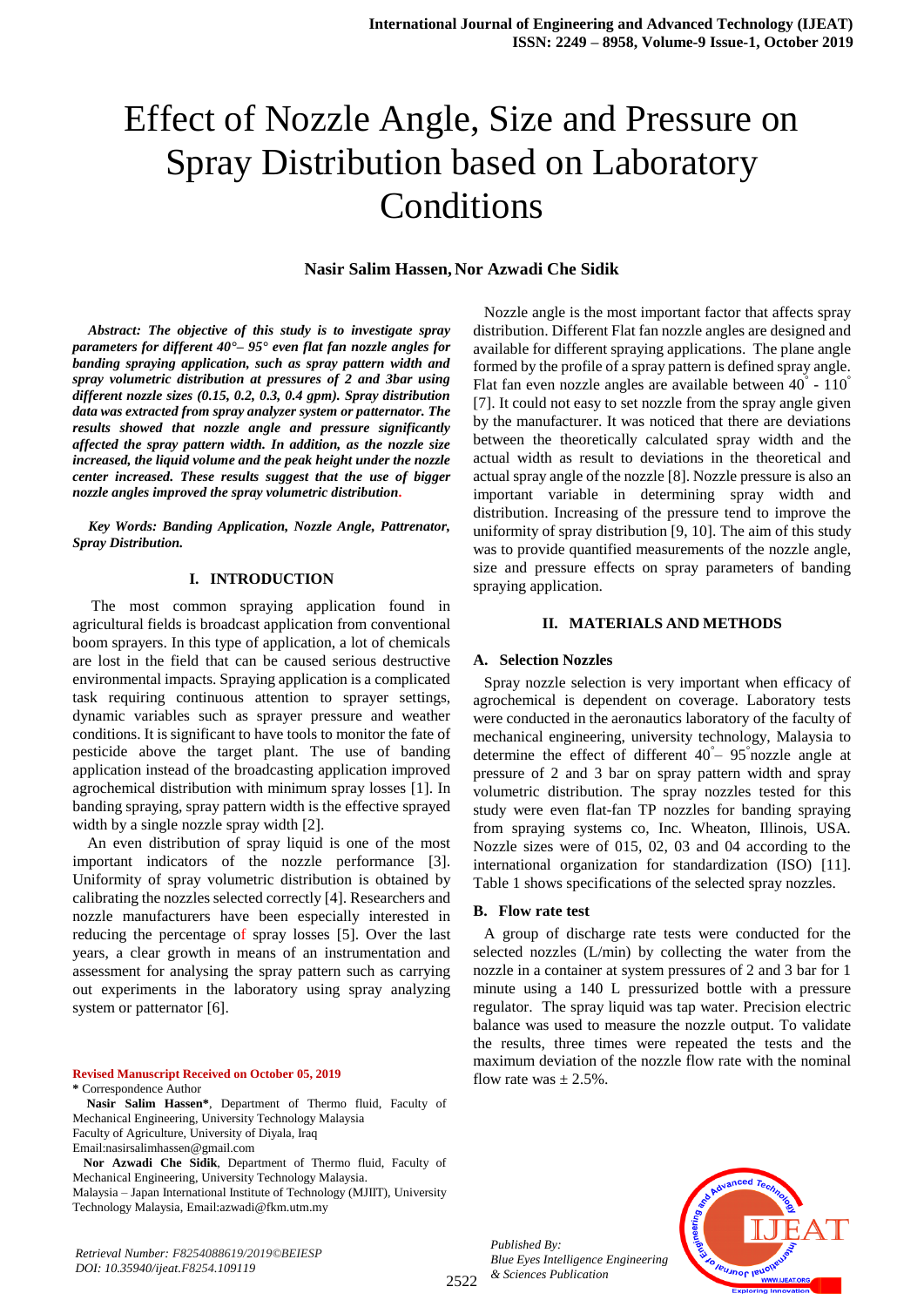# Effect of Nozzle Angle, Size and Pressure on Spray Distribution based on Laboratory Conditions

**Nasir Salim Hassen, Nor Azwadi Che Sidik**

***Abstract: The objective of this study is to investigate spray parameters for different 40°– 95° even flat fan nozzle angles for banding spraying application, such as spray pattern width and spray volumetric distribution at pressures of 2 and 3bar using different nozzle sizes (0.15, 0.2, 0.3, 0.4 gpm). Spray distribution data was extracted from spray analyzer system or patternator. The results showed that nozzle angle and pressure significantly affected the spray pattern width. In addition, as the nozzle size increased, the liquid volume and the peak height under the nozzle center increased. These results suggest that the use of bigger nozzle angles improved the spray volumetric distribution.***

***Key Words: Banding Application, Nozzle Angle, Pattrenator, Spray Distribution.***

## I. INTRODUCTION

The most common spraying application found in agricultural fields is broadcast application from conventional boom sprayers. In this type of application, a lot of chemicals are lost in the field that can be caused serious destructive environmental impacts. Spraying application is a complicated task requiring continuous attention to sprayer settings, dynamic variables such as sprayer pressure and weather conditions. It is significant to have tools to monitor the fate of pesticide above the target plant. The use of banding application instead of the broadcasting application improved agrochemical distribution with minimum spray losses [1]. In banding spraying, spray pattern width is the effective sprayed width by a single nozzle spray width [2].

An even distribution of spray liquid is one of the most important indicators of the nozzle performance [3]. Uniformity of spray volumetric distribution is obtained by calibrating the nozzles selected correctly [4]. Researchers and nozzle manufacturers have been especially interested in reducing the percentage of spray losses [5]. Over the last years, a clear growth in means of an instrumentation and assessment for analysing the spray pattern such as carrying out experiments in the laboratory using spray analyzing system or patternator [6].

Nozzle angle is the most important factor that affects spray distribution. Different Flat fan nozzle angles are designed and available for different spraying applications. The plane angle formed by the profile of a spray pattern is defined spray angle. Flat fan even nozzle angles are available between 40° - 110° [7]. It could not easy to set nozzle from the spray angle given by the manufacturer. It was noticed that there are deviations between the theoretically calculated spray width and the actual width as result to deviations in the theoretical and actual spray angle of the nozzle [8]. Nozzle pressure is also an important variable in determining spray width and distribution. Increasing of the pressure tend to improve the uniformity of spray distribution [9, 10]. The aim of this study was to provide quantified measurements of the nozzle angle, size and pressure effects on spray parameters of banding spraying application.

## II. MATERIALS AND METHODS

### A. Selection Nozzles

Spray nozzle selection is very important when efficacy of agrochemical is dependent on coverage. Laboratory tests were conducted in the aeronautics laboratory of the faculty of mechanical engineering, university technology, Malaysia to determine the effect of different 40°– 95°nozzle angle at pressure of 2 and 3 bar on spray pattern width and spray volumetric distribution. The spray nozzles tested for this study were even flat-fan TP nozzles for banding spraying from spraying systems co, Inc. Wheaton, Illinois, USA. Nozzle sizes were of 015, 02, 03 and 04 according to the international organization for standardization (ISO) [11]. Table 1 shows specifications of the selected spray nozzles.

### B. Flow rate test

A group of discharge rate tests were conducted for the selected nozzles (L/min) by collecting the water from the nozzle in a container at system pressures of 2 and 3 bar for 1 minute using a 140 L pressurized bottle with a pressure regulator. The spray liquid was tap water. Precision electric balance was used to measure the nozzle output. To validate the results, three times were repeated the tests and the maximum deviation of the nozzle flow rate with the nominal flow rate was ± 2.5%.

**Revised Manuscript Received on October 05, 2019**

**\*** Correspondence Author

**Nasir Salim Hassen\***, Department of Thermo fluid, Faculty of Mechanical Engineering, University Technology Malaysia
Faculty of Agriculture, University of Diyala, Iraq
Email:nasirsalimhassen@gmail.com

**Nor Azwadi Che Sidik**, Department of Thermo fluid, Faculty of Mechanical Engineering, University Technology Malaysia.
Malaysia – Japan International Institute of Technology (MJIIT), University Technology Malaysia, Email:azwadi@fkm.utm.my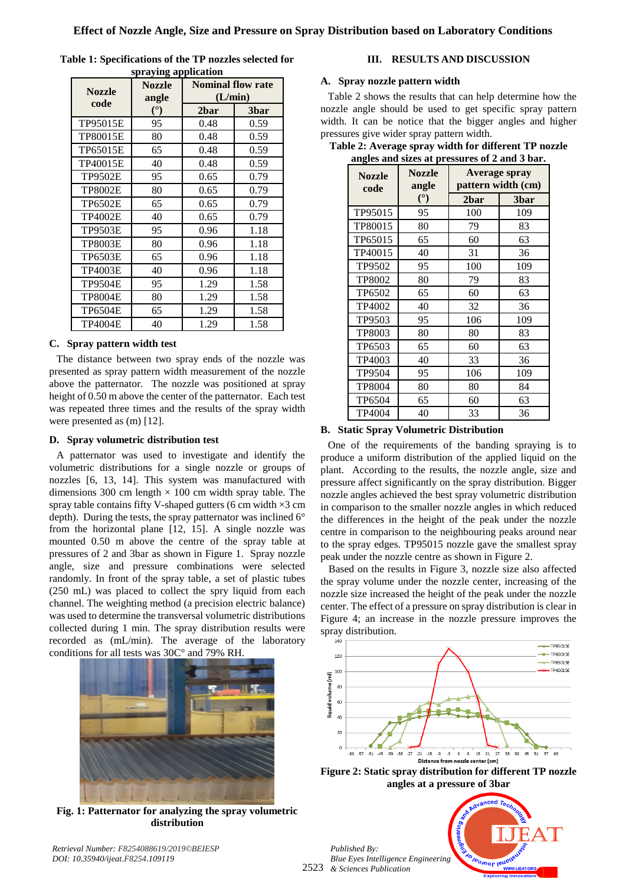Table 1: Specifications of the TP nozzles selected for spraying application

| Nozzle code | Nozzle angle (°) | Nominal flow rate (L/min) | |
|---|---|---|---|
| | | 2bar | 3bar |
| TP95015E | 95 | 0.48 | 0.59 |
| TP80015E | 80 | 0.48 | 0.59 |
| TP65015E | 65 | 0.48 | 0.59 |
| TP40015E | 40 | 0.48 | 0.59 |
| TP9502E | 95 | 0.65 | 0.79 |
| TP8002E | 80 | 0.65 | 0.79 |
| TP6502E | 65 | 0.65 | 0.79 |
| TP4002E | 40 | 0.65 | 0.79 |
| TP9503E | 95 | 0.96 | 1.18 |
| TP8003E | 80 | 0.96 | 1.18 |
| TP6503E | 65 | 0.96 | 1.18 |
| TP4003E | 40 | 0.96 | 1.18 |
| TP9504E | 95 | 1.29 | 1.58 |
| TP8004E | 80 | 1.29 | 1.58 |
| TP6504E | 65 | 1.29 | 1.58 |
| TP4004E | 40 | 1.29 | 1.58 |

### C. Spray pattern width test

The distance between two spray ends of the nozzle was presented as spray pattern width measurement of the nozzle above the patternator. The nozzle was positioned at spray height of 0.50 m above the center of the patternator. Each test was repeated three times and the results of the spray width were presented as (m) [12].

### D. Spray volumetric distribution test

A patternator was used to investigate and identify the volumetric distributions for a single nozzle or groups of nozzles [6, 13, 14]. This system was manufactured with dimensions 300 cm length × 100 cm width spray table. The spray table contains fifty V-shaped gutters (6 cm width ×3 cm depth). During the tests, the spray patternator was inclined 6° from the horizontal plane [12, 15]. A single nozzle was mounted 0.50 m above the centre of the spray table at pressures of 2 and 3bar as shown in Figure 1. Spray nozzle angle, size and pressure combinations were selected randomly. In front of the spray table, a set of plastic tubes (250 mL) was placed to collect the spry liquid from each channel. The weighting method (a precision electric balance) was used to determine the transversal volumetric distributions collected during 1 min. The spray distribution results were recorded as (mL/min). The average of the laboratory conditions for all tests was 30C° and 79% RH.

Fig. 1: Patternator for analyzing the spray volumetric distribution

## III. RESULTS AND DISCUSSION

### A. Spray nozzle pattern width

Table 2 shows the results that can help determine how the nozzle angle should be used to get specific spray pattern width. It can be notice that the bigger angles and higher pressures give wider spray pattern width.

Table 2: Average spray width for different TP nozzle angles and sizes at pressures of 2 and 3 bar.

| Nozzle code | Nozzle angle (°) | Average spray pattern width (cm) | |
|---|---|---|---|
| | | 2bar | 3bar |
| TP95015 | 95 | 100 | 109 |
| TP80015 | 80 | 79 | 83 |
| TP65015 | 65 | 60 | 63 |
| TP40015 | 40 | 31 | 36 |
| TP9502 | 95 | 100 | 109 |
| TP8002 | 80 | 79 | 83 |
| TP6502 | 65 | 60 | 63 |
| TP4002 | 40 | 32 | 36 |
| TP9503 | 95 | 106 | 109 |
| TP8003 | 80 | 80 | 83 |
| TP6503 | 65 | 60 | 63 |
| TP4003 | 40 | 33 | 36 |
| TP9504 | 95 | 106 | 109 |
| TP8004 | 80 | 80 | 84 |
| TP6504 | 65 | 60 | 63 |
| TP4004 | 40 | 33 | 36 |

### B. Static Spray Volumetric Distribution

One of the requirements of the banding spraying is to produce a uniform distribution of the applied liquid on the plant. According to the results, the nozzle angle, size and pressure affect significantly on the spray distribution. Bigger nozzle angles achieved the best spray volumetric distribution in comparison to the smaller nozzle angles in which reduced the differences in the height of the peak under the nozzle centre in comparison to the neighbouring peaks around near to the spray edges. TP95015 nozzle gave the smallest spray peak under the nozzle centre as shown in Figure 2.

Based on the results in Figure 3, nozzle size also affected the spray volume under the nozzle center, increasing of the nozzle size increased the height of the peak under the nozzle center. The effect of a pressure on spray distribution is clear in Figure 4; an increase in the nozzle pressure improves the spray distribution.

Figure 2: Static spray distribution for different TP nozzle angles at a pressure of 3bar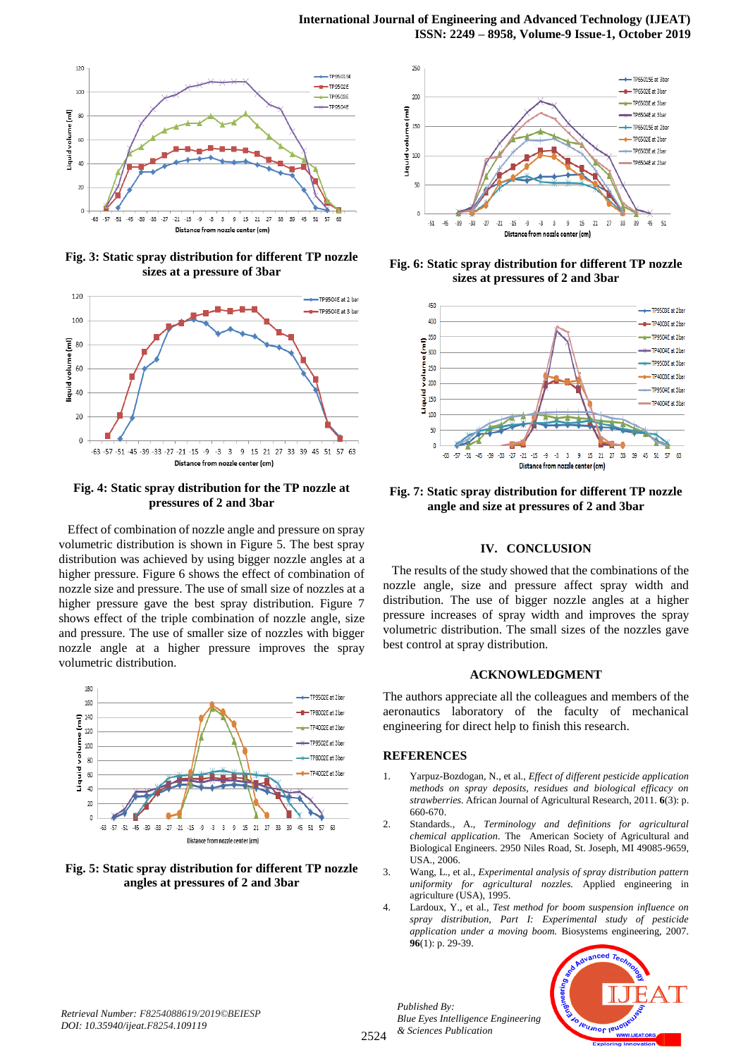Fig. 3: Static spray distribution for different TP nozzle sizes at a pressure of 3bar

Fig. 4: Static spray distribution for the TP nozzle at pressures of 2 and 3bar

Effect of combination of nozzle angle and pressure on spray volumetric distribution is shown in Figure 5. The best spray distribution was achieved by using bigger nozzle angles at a higher pressure. Figure 6 shows the effect of combination of nozzle size and pressure. The use of small size of nozzles at a higher pressure gave the best spray distribution. Figure 7 shows effect of the triple combination of nozzle angle, size and pressure. The use of smaller size of nozzles with bigger nozzle angle at a higher pressure improves the spray volumetric distribution.

Fig. 5: Static spray distribution for different TP nozzle angles at pressures of 2 and 3bar

Fig. 6: Static spray distribution for different TP nozzle sizes at pressures of 2 and 3bar

Fig. 7: Static spray distribution for different TP nozzle angle and size at pressures of 2 and 3bar

## IV. CONCLUSION

The results of the study showed that the combinations of the nozzle angle, size and pressure affect spray width and distribution. The use of bigger nozzle angles at a higher pressure increases of spray width and improves the spray volumetric distribution. The small sizes of the nozzles gave best control at spray distribution.

## ACKNOWLEDGMENT

The authors appreciate all the colleagues and members of the aeronautics laboratory of the faculty of mechanical engineering for direct help to finish this research.

## REFERENCES

1. Yarpuz-Bozdogan, N., et al., *Effect of different pesticide application methods on spray deposits, residues and biological efficacy on strawberries.* African Journal of Agricultural Research, 2011. **6**(3): p. 660-670.
2. Standards., A., *Terminology and definitions for agricultural chemical application*. The American Society of Agricultural and Biological Engineers. 2950 Niles Road, St. Joseph, MI 49085-9659, USA., 2006.
3. Wang, L., et al., *Experimental analysis of spray distribution pattern uniformity for agricultural nozzles.* Applied engineering in agriculture (USA), 1995.
4. Lardoux, Y., et al., *Test method for boom suspension influence on spray distribution, Part I: Experimental study of pesticide application under a moving boom.* Biosystems engineering, 2007. **96**(1): p. 29-39.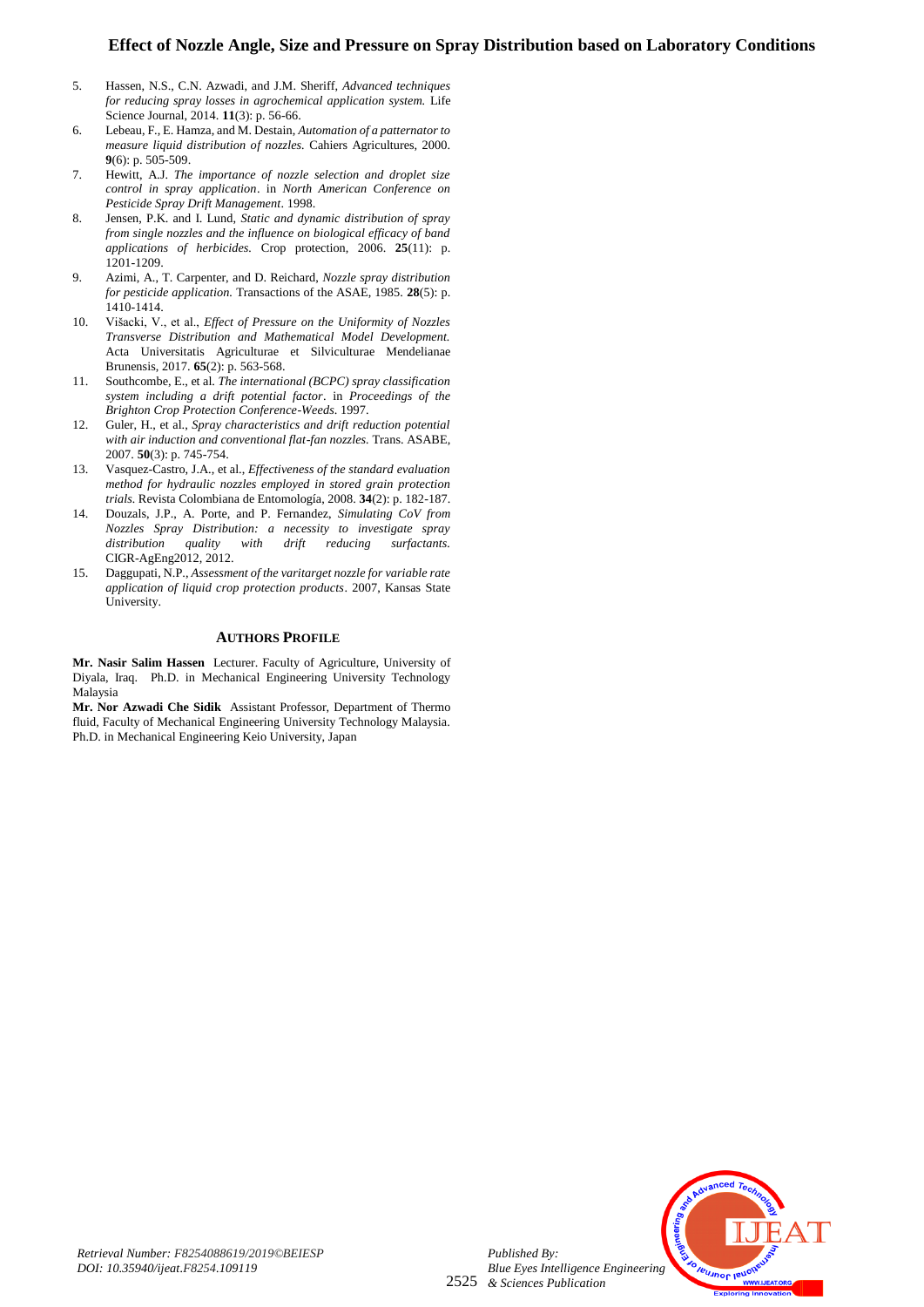5. Hassen, N.S., C.N. Azwadi, and J.M. Sheriff, *Advanced techniques for reducing spray losses in agrochemical application system.* Life Science Journal, 2014. **11**(3): p. 56-66.
6. Lebeau, F., E. Hamza, and M. Destain, *Automation of a patternator to measure liquid distribution of nozzles.* Cahiers Agricultures, 2000. **9**(6): p. 505-509.
7. Hewitt, A.J. *The importance of nozzle selection and droplet size control in spray application*. in *North American Conference on Pesticide Spray Drift Management*. 1998.
8. Jensen, P.K. and I. Lund, *Static and dynamic distribution of spray from single nozzles and the influence on biological efficacy of band applications of herbicides.* Crop protection, 2006. **25**(11): p. 1201-1209.
9. Azimi, A., T. Carpenter, and D. Reichard, *Nozzle spray distribution for pesticide application.* Transactions of the ASAE, 1985. **28**(5): p. 1410-1414.
10. Višacki, V., et al., *Effect of Pressure on the Uniformity of Nozzles Transverse Distribution and Mathematical Model Development.* Acta Universitatis Agriculturae et Silviculturae Mendelianae Brunensis, 2017. **65**(2): p. 563-568.
11. Southcombe, E., et al. *The international (BCPC) spray classification system including a drift potential factor*. in *Proceedings of the Brighton Crop Protection Conference-Weeds*. 1997.
12. Guler, H., et al., *Spray characteristics and drift reduction potential with air induction and conventional flat-fan nozzles.* Trans. ASABE, 2007. **50**(3): p. 745-754.
13. Vasquez-Castro, J.A., et al., *Effectiveness of the standard evaluation method for hydraulic nozzles employed in stored grain protection trials.* Revista Colombiana de Entomología, 2008. **34**(2): p. 182-187.
14. Douzals, J.P., A. Porte, and P. Fernandez, *Simulating CoV from Nozzles Spray Distribution: a necessity to investigate spray distribution quality with drift reducing surfactants.* CIGR-AgEng2012, 2012.
15. Daggupati, N.P., *Assessment of the varitarget nozzle for variable rate application of liquid crop protection products*. 2007, Kansas State University.

## AUTHORS PROFILE

**Mr. Nasir Salim Hassen** Lecturer. Faculty of Agriculture, University of Diyala, Iraq. Ph.D. in Mechanical Engineering University Technology Malaysia

**Mr. Nor Azwadi Che Sidik** Assistant Professor, Department of Thermo fluid, Faculty of Mechanical Engineering University Technology Malaysia. Ph.D. in Mechanical Engineering Keio University, Japan